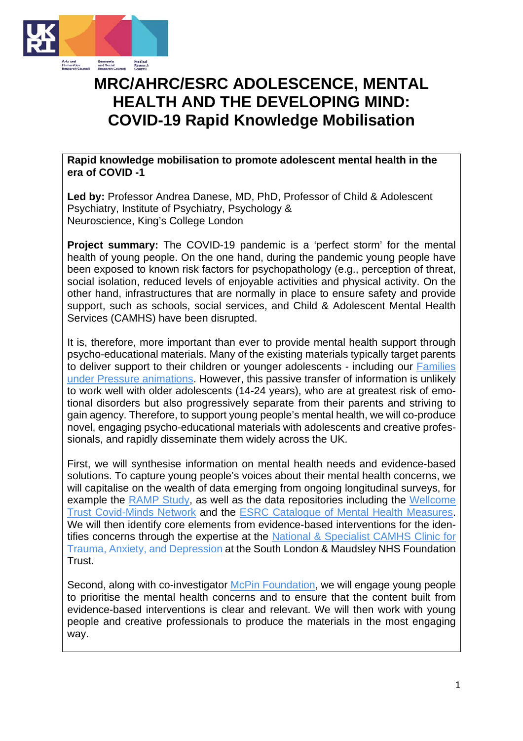# MRC/AHRC/ESRC ADOLESCENCE, MENTAL HEALTH AND THE DEVELOPING MIND: COVID-19 Rapid Knowledge Mobilisation

**Rapid knowledge mobilisation to promote adolescent mental health in the era of COVID -1**

**Led by:** Professor Andrea Danese, MD, PhD, Professor of Child & Adolescent Psychiatry, Institute of Psychiatry, Psychology & Neuroscience, King's College London

**Project summary:** The COVID-19 pandemic is a 'perfect storm' for the mental health of young people. On the one hand, during the pandemic young people have been exposed to known risk factors for psychopathology (e.g., perception of threat, social isolation, reduced levels of enjoyable activities and physical activity. On the other hand, infrastructures that are normally in place to ensure safety and provide support, such as schools, social services, and Child & Adolescent Mental Health Services (CAMHS) have been disrupted.

It is, therefore, more important than ever to provide mental health support through psycho-educational materials. Many of the existing materials typically target parents to deliver support to their children or younger adolescents - including our Families under Pressure animations. However, this passive transfer of information is unlikely to work well with older adolescents (14-24 years), who are at greatest risk of emotional disorders but also progressively separate from their parents and striving to gain agency. Therefore, to support young people's mental health, we will co-produce novel, engaging psycho-educational materials with adolescents and creative professionals, and rapidly disseminate them widely across the UK.

First, we will synthesise information on mental health needs and evidence-based solutions. To capture young people's voices about their mental health concerns, we will capitalise on the wealth of data emerging from ongoing longitudinal surveys, for example the RAMP Study, as well as the data repositories including the Wellcome Trust Covid-Minds Network and the ESRC Catalogue of Mental Health Measures. We will then identify core elements from evidence-based interventions for the identifies concerns through the expertise at the National & Specialist CAMHS Clinic for Trauma, Anxiety, and Depression at the South London & Maudsley NHS Foundation Trust.

Second, along with co-investigator McPin Foundation, we will engage young people to prioritise the mental health concerns and to ensure that the content built from evidence-based interventions is clear and relevant. We will then work with young people and creative professionals to produce the materials in the most engaging way.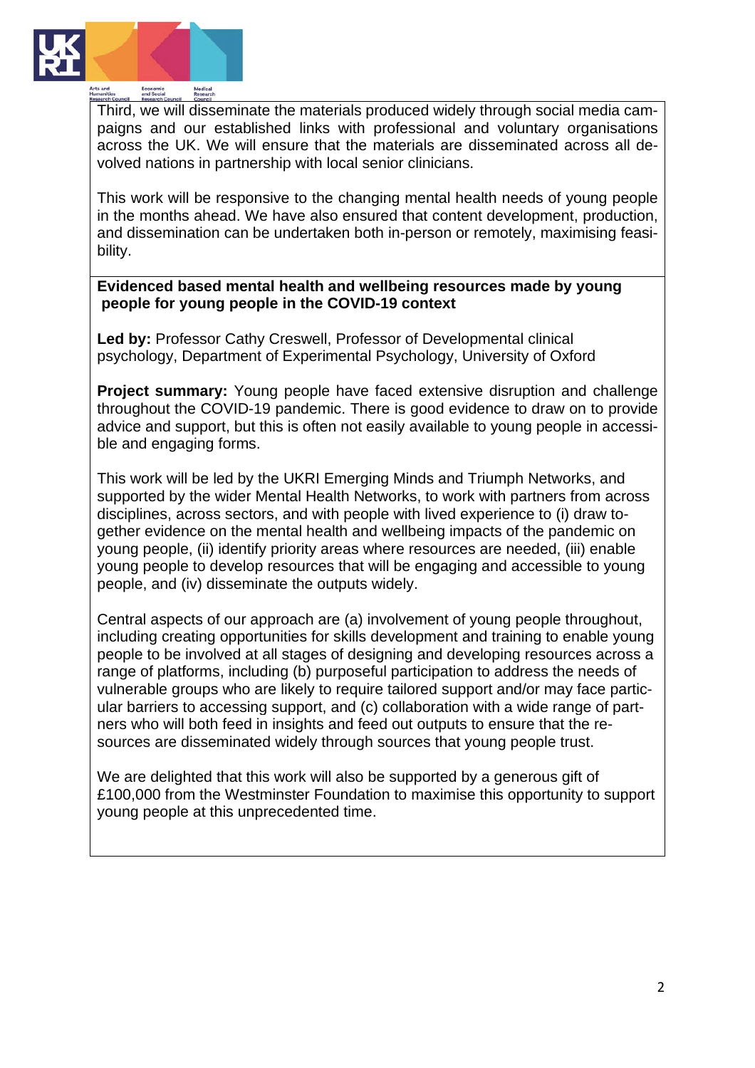Third, we will disseminate the materials produced widely through social media campaigns and our established links with professional and voluntary organisations across the UK. We will ensure that the materials are disseminated across all devolved nations in partnership with local senior clinicians.

This work will be responsive to the changing mental health needs of young people in the months ahead. We have also ensured that content development, production, and dissemination can be undertaken both in-person or remotely, maximising feasibility.

**Evidenced based mental health and wellbeing resources made by young people for young people in the COVID-19 context**

**Led by:** Professor Cathy Creswell, Professor of Developmental clinical psychology, Department of Experimental Psychology, University of Oxford

**Project summary:** Young people have faced extensive disruption and challenge throughout the COVID-19 pandemic. There is good evidence to draw on to provide advice and support, but this is often not easily available to young people in accessible and engaging forms.

This work will be led by the UKRI Emerging Minds and Triumph Networks, and supported by the wider Mental Health Networks, to work with partners from across disciplines, across sectors, and with people with lived experience to (i) draw together evidence on the mental health and wellbeing impacts of the pandemic on young people, (ii) identify priority areas where resources are needed, (iii) enable young people to develop resources that will be engaging and accessible to young people, and (iv) disseminate the outputs widely.

Central aspects of our approach are (a) involvement of young people throughout, including creating opportunities for skills development and training to enable young people to be involved at all stages of designing and developing resources across a range of platforms, including (b) purposeful participation to address the needs of vulnerable groups who are likely to require tailored support and/or may face particular barriers to accessing support, and (c) collaboration with a wide range of partners who will both feed in insights and feed out outputs to ensure that the resources are disseminated widely through sources that young people trust.

We are delighted that this work will also be supported by a generous gift of £100,000 from the Westminster Foundation to maximise this opportunity to support young people at this unprecedented time.